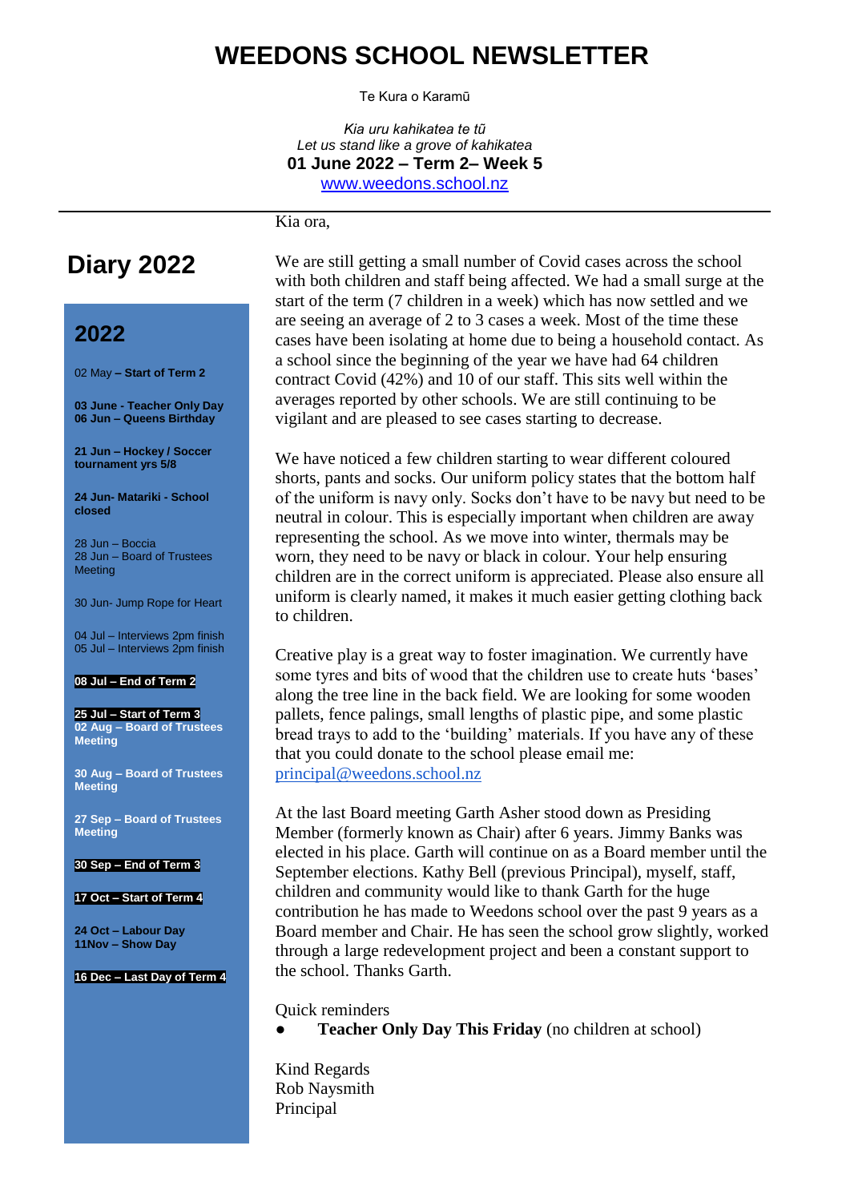# WEEDONS SCHOOL NEWSLETTER

Te Kura o Karamū

*Kia uru kahikatea te tū*
*Let us stand like a grove of kahikatea*
**01 June 2022 – Term 2– Week 5**
www.weedons.school.nz

## Diary 2022

### 2022

02 May **– Start of Term 2**

**03 June - Teacher Only Day**
**06 Jun – Queens Birthday**

**21 Jun – Hockey / Soccer tournament yrs 5/8**

**24 Jun- Matariki - School closed**

28 Jun – Boccia
28 Jun – Board of Trustees Meeting

30 Jun- Jump Rope for Heart

04 Jul – Interviews 2pm finish
05 Jul – Interviews 2pm finish

**08 Jul – End of Term 2**

**25 Jul – Start of Term 3**
**02 Aug – Board of Trustees Meeting**

**30 Aug – Board of Trustees Meeting**

**27 Sep – Board of Trustees Meeting**

**30 Sep – End of Term 3**

**17 Oct – Start of Term 4**

**24 Oct – Labour Day**
**11Nov – Show Day**

**16 Dec – Last Day of Term 4**

Kia ora,

We are still getting a small number of Covid cases across the school with both children and staff being affected. We had a small surge at the start of the term (7 children in a week) which has now settled and we are seeing an average of 2 to 3 cases a week. Most of the time these cases have been isolating at home due to being a household contact. As a school since the beginning of the year we have had 64 children contract Covid (42%) and 10 of our staff. This sits well within the averages reported by other schools. We are still continuing to be vigilant and are pleased to see cases starting to decrease.

We have noticed a few children starting to wear different coloured shorts, pants and socks. Our uniform policy states that the bottom half of the uniform is navy only. Socks don't have to be navy but need to be neutral in colour. This is especially important when children are away representing the school. As we move into winter, thermals may be worn, they need to be navy or black in colour. Your help ensuring children are in the correct uniform is appreciated. Please also ensure all uniform is clearly named, it makes it much easier getting clothing back to children.

Creative play is a great way to foster imagination. We currently have some tyres and bits of wood that the children use to create huts 'bases' along the tree line in the back field. We are looking for some wooden pallets, fence palings, small lengths of plastic pipe, and some plastic bread trays to add to the 'building' materials. If you have any of these that you could donate to the school please email me: principal@weedons.school.nz

At the last Board meeting Garth Asher stood down as Presiding Member (formerly known as Chair) after 6 years. Jimmy Banks was elected in his place. Garth will continue on as a Board member until the September elections. Kathy Bell (previous Principal), myself, staff, children and community would like to thank Garth for the huge contribution he has made to Weedons school over the past 9 years as a Board member and Chair. He has seen the school grow slightly, worked through a large redevelopment project and been a constant support to the school. Thanks Garth.

Quick reminders

- **Teacher Only Day This Friday** (no children at school)

Kind Regards
Rob Naysmith
Principal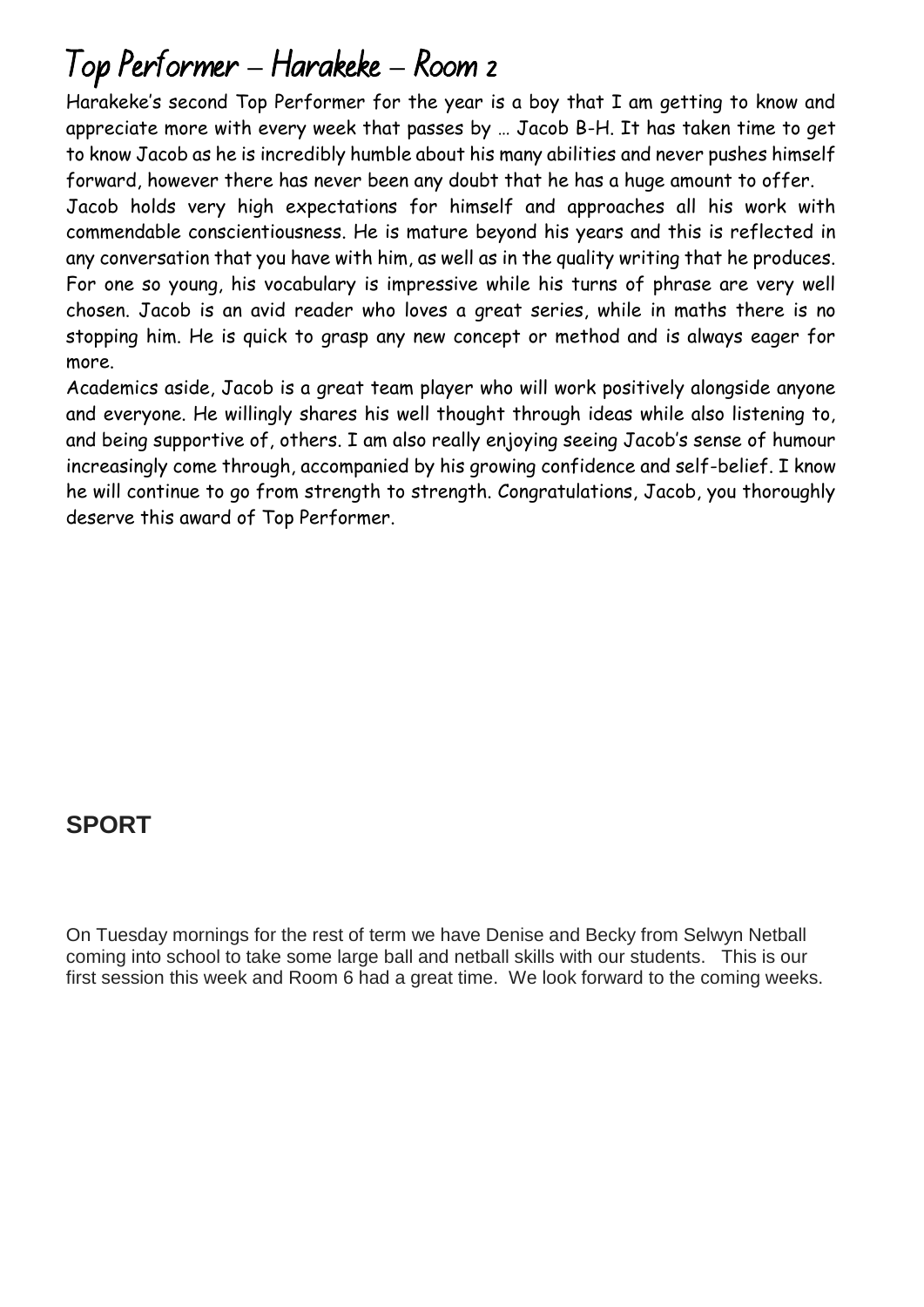# Top Performer – Harakeke – Room 2

Harakeke's second Top Performer for the year is a boy that I am getting to know and appreciate more with every week that passes by … Jacob B-H. It has taken time to get to know Jacob as he is incredibly humble about his many abilities and never pushes himself forward, however there has never been any doubt that he has a huge amount to offer.

Jacob holds very high expectations for himself and approaches all his work with commendable conscientiousness. He is mature beyond his years and this is reflected in any conversation that you have with him, as well as in the quality writing that he produces. For one so young, his vocabulary is impressive while his turns of phrase are very well chosen. Jacob is an avid reader who loves a great series, while in maths there is no stopping him. He is quick to grasp any new concept or method and is always eager for more.

Academics aside, Jacob is a great team player who will work positively alongside anyone and everyone. He willingly shares his well thought through ideas while also listening to, and being supportive of, others. I am also really enjoying seeing Jacob's sense of humour increasingly come through, accompanied by his growing confidence and self-belief. I know he will continue to go from strength to strength. Congratulations, Jacob, you thoroughly deserve this award of Top Performer.

## SPORT

On Tuesday mornings for the rest of term we have Denise and Becky from Selwyn Netball coming into school to take some large ball and netball skills with our students. This is our first session this week and Room 6 had a great time. We look forward to the coming weeks.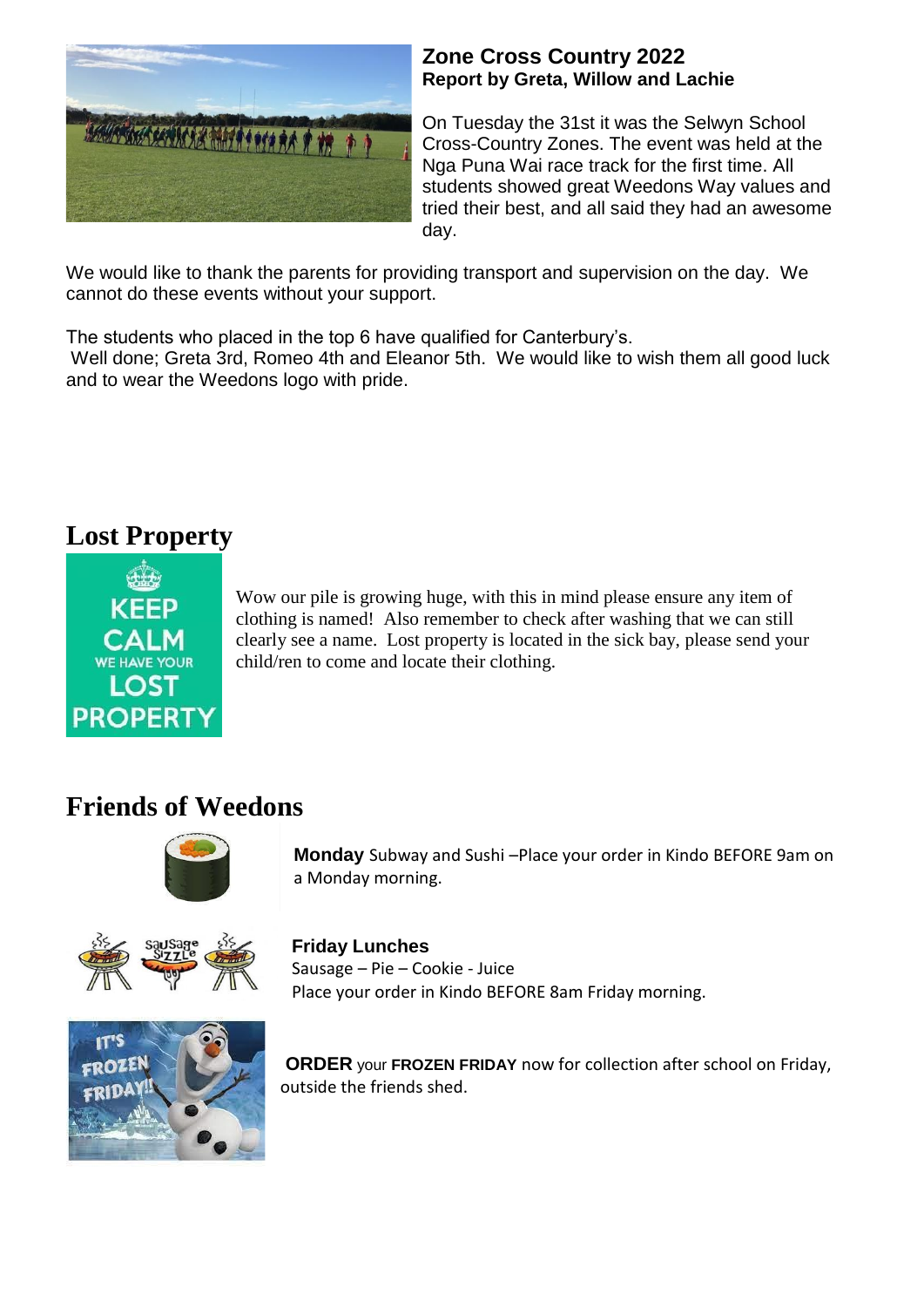## Zone Cross Country 2022

**Report by Greta, Willow and Lachie**

On Tuesday the 31st it was the Selwyn School Cross-Country Zones. The event was held at the Nga Puna Wai race track for the first time. All students showed great Weedons Way values and tried their best, and all said they had an awesome day.

We would like to thank the parents for providing transport and supervision on the day. We cannot do these events without your support.

The students who placed in the top 6 have qualified for Canterbury's.
Well done; Greta 3rd, Romeo 4th and Eleanor 5th. We would like to wish them all good luck and to wear the Weedons logo with pride.

## Lost Property

Wow our pile is growing huge, with this in mind please ensure any item of clothing is named! Also remember to check after washing that we can still clearly see a name. Lost property is located in the sick bay, please send your child/ren to come and locate their clothing.

## Friends of Weedons

**Monday** Subway and Sushi –Place your order in Kindo BEFORE 9am on a Monday morning.

**Friday Lunches**
Sausage – Pie – Cookie - Juice
Place your order in Kindo BEFORE 8am Friday morning.

**ORDER** your **FROZEN FRIDAY** now for collection after school on Friday, outside the friends shed.